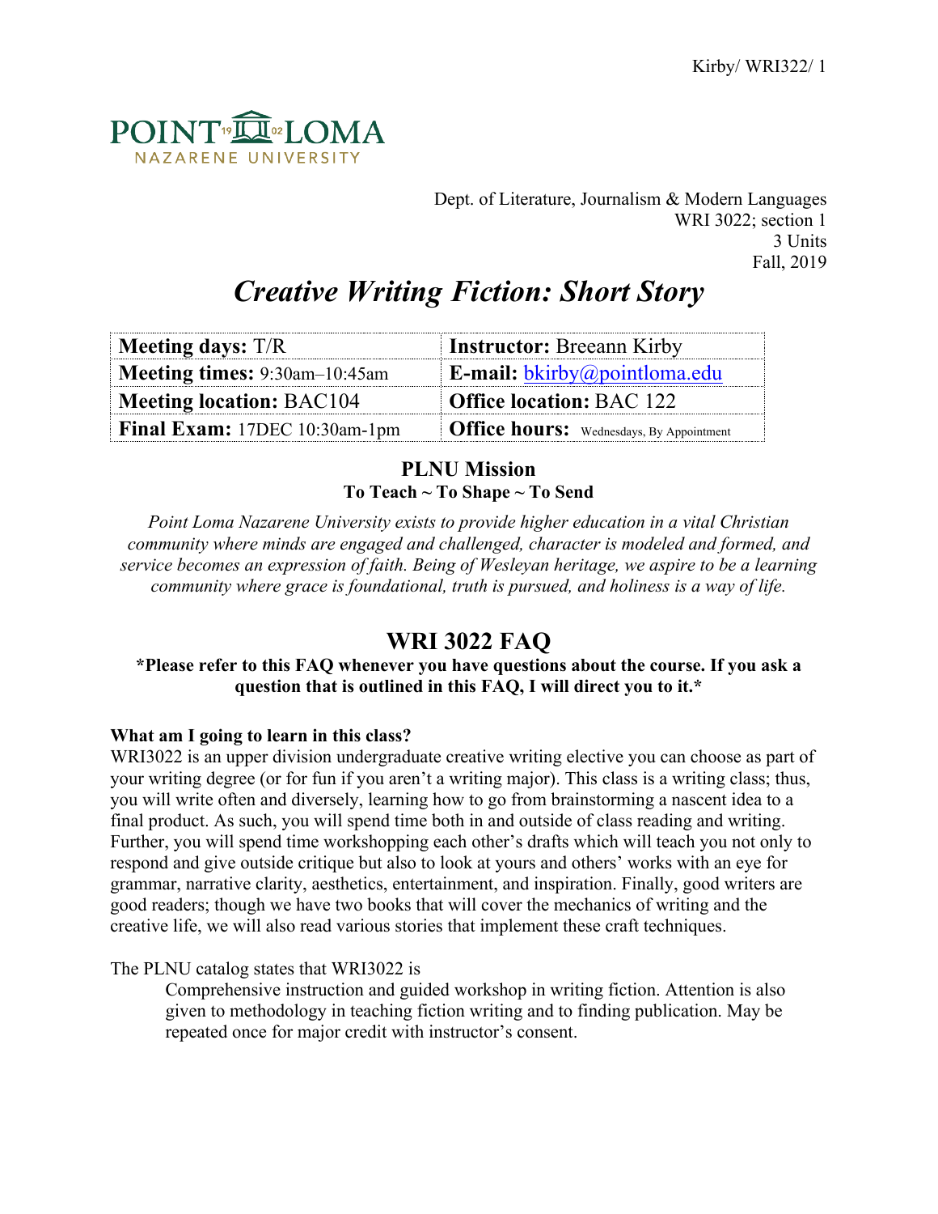POINT LOMA NAZARENE UNIVERSITY

Dept. of Literature, Journalism & Modern Languages
WRI 3022; section 1
3 Units
Fall, 2019

# *Creative Writing Fiction: Short Story*

| **Meeting days:** T/R | **Instructor:** Breeann Kirby |
|---|---|
| **Meeting times:** 9:30am–10:45am | **E-mail:** bkirby@pointloma.edu |
| **Meeting location:** BAC104 | **Office location:** BAC 122 |
| **Final Exam:** 17DEC 10:30am-1pm | **Office hours:** Wednesdays, By Appointment |

### PLNU Mission
**To Teach ~ To Shape ~ To Send**

*Point Loma Nazarene University exists to provide higher education in a vital Christian community where minds are engaged and challenged, character is modeled and formed, and service becomes an expression of faith. Being of Wesleyan heritage, we aspire to be a learning community where grace is foundational, truth is pursued, and holiness is a way of life.*

## WRI 3022 FAQ

**\*Please refer to this FAQ whenever you have questions about the course. If you ask a question that is outlined in this FAQ, I will direct you to it.\***

**What am I going to learn in this class?**

WRI3022 is an upper division undergraduate creative writing elective you can choose as part of your writing degree (or for fun if you aren't a writing major). This class is a writing class; thus, you will write often and diversely, learning how to go from brainstorming a nascent idea to a final product. As such, you will spend time both in and outside of class reading and writing. Further, you will spend time workshopping each other's drafts which will teach you not only to respond and give outside critique but also to look at yours and others' works with an eye for grammar, narrative clarity, aesthetics, entertainment, and inspiration. Finally, good writers are good readers; though we have two books that will cover the mechanics of writing and the creative life, we will also read various stories that implement these craft techniques.

The PLNU catalog states that WRI3022 is

> Comprehensive instruction and guided workshop in writing fiction. Attention is also given to methodology in teaching fiction writing and to finding publication. May be repeated once for major credit with instructor's consent.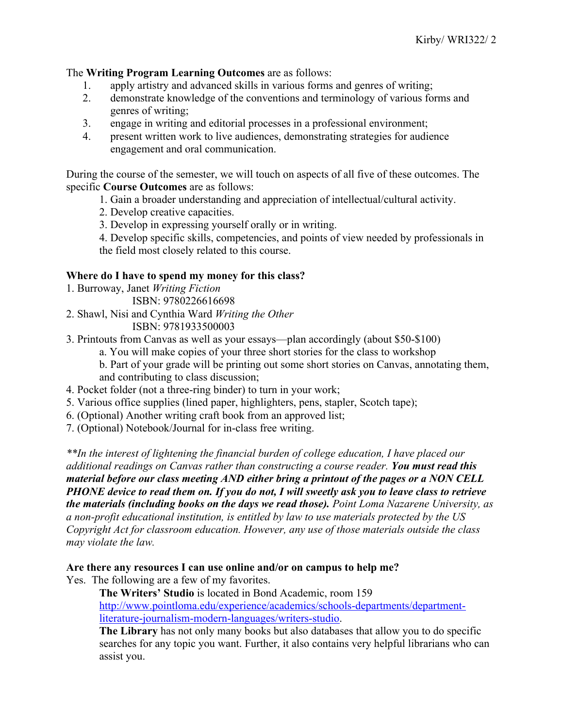The **Writing Program Learning Outcomes** are as follows:

1. apply artistry and advanced skills in various forms and genres of writing;
2. demonstrate knowledge of the conventions and terminology of various forms and genres of writing;
3. engage in writing and editorial processes in a professional environment;
4. present written work to live audiences, demonstrating strategies for audience engagement and oral communication.

During the course of the semester, we will touch on aspects of all five of these outcomes. The specific **Course Outcomes** are as follows:

1. Gain a broader understanding and appreciation of intellectual/cultural activity.
2. Develop creative capacities.
3. Develop in expressing yourself orally or in writing.
4. Develop specific skills, competencies, and points of view needed by professionals in the field most closely related to this course.

**Where do I have to spend my money for this class?**

1. Burroway, Janet *Writing Fiction*
   ISBN: 9780226616698
2. Shawl, Nisi and Cynthia Ward *Writing the Other*
   ISBN: 9781933500003
3. Printouts from Canvas as well as your essays—plan accordingly (about $50-$100)
   a. You will make copies of your three short stories for the class to workshop
   b. Part of your grade will be printing out some short stories on Canvas, annotating them, and contributing to class discussion;
4. Pocket folder (not a three-ring binder) to turn in your work;
5. Various office supplies (lined paper, highlighters, pens, stapler, Scotch tape);
6. (Optional) Another writing craft book from an approved list;
7. (Optional) Notebook/Journal for in-class free writing.

*\*\*In the interest of lightening the financial burden of college education, I have placed our additional readings on Canvas rather than constructing a course reader.* ***You must read this material before our class meeting AND either bring a printout of the pages or a NON CELL PHONE device to read them on. If you do not, I will sweetly ask you to leave class to retrieve the materials (including books on the days we read those).*** *Point Loma Nazarene University, as a non-profit educational institution, is entitled by law to use materials protected by the US Copyright Act for classroom education. However, any use of those materials outside the class may violate the law.*

**Are there any resources I can use online and/or on campus to help me?**

Yes. The following are a few of my favorites.

**The Writers' Studio** is located in Bond Academic, room 159
http://www.pointloma.edu/experience/academics/schools-departments/department-literature-journalism-modern-languages/writers-studio.

**The Library** has not only many books but also databases that allow you to do specific searches for any topic you want. Further, it also contains very helpful librarians who can assist you.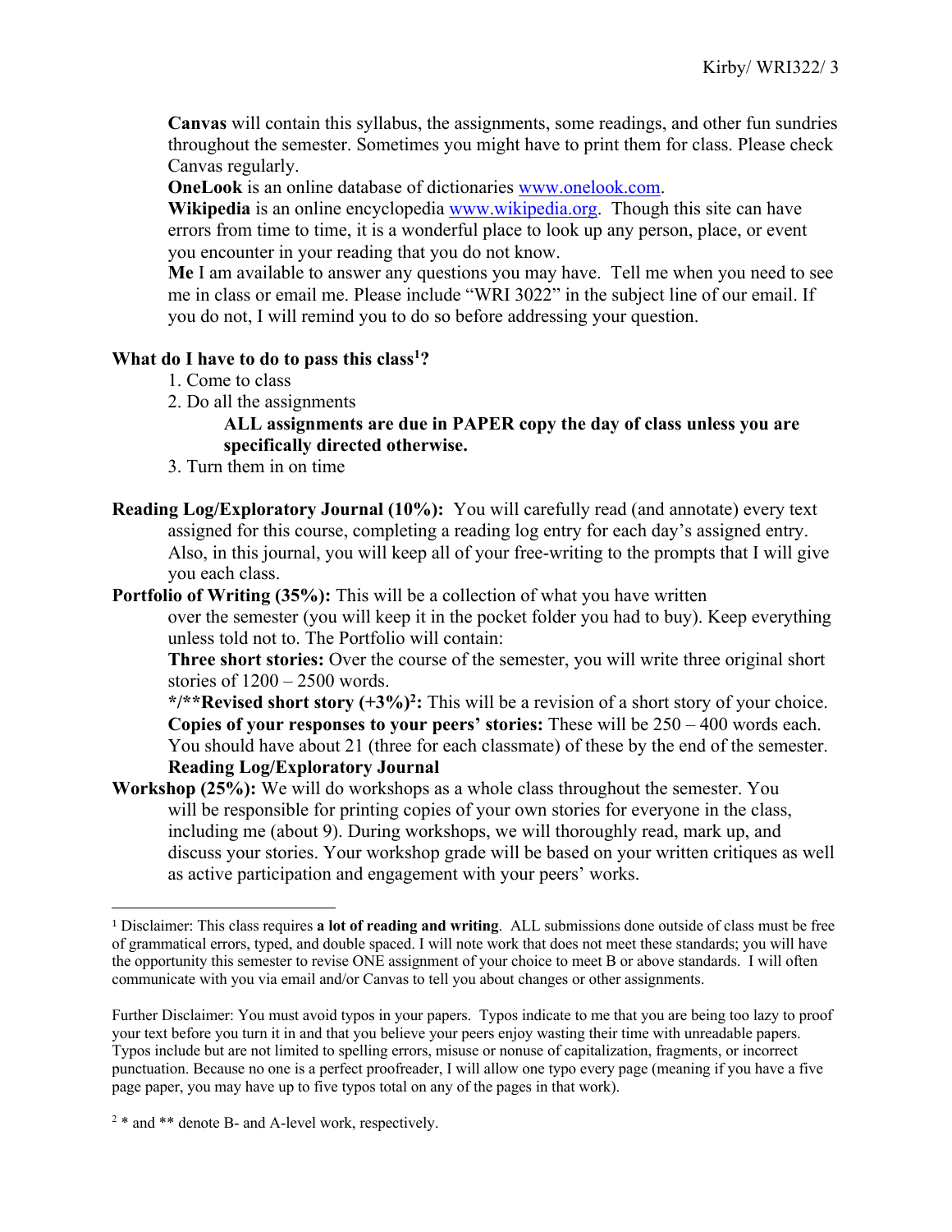**Canvas** will contain this syllabus, the assignments, some readings, and other fun sundries throughout the semester. Sometimes you might have to print them for class. Please check Canvas regularly.

**OneLook** is an online database of dictionaries www.onelook.com.

**Wikipedia** is an online encyclopedia www.wikipedia.org. Though this site can have errors from time to time, it is a wonderful place to look up any person, place, or event you encounter in your reading that you do not know.

**Me** I am available to answer any questions you may have. Tell me when you need to see me in class or email me. Please include "WRI 3022" in the subject line of our email. If you do not, I will remind you to do so before addressing your question.

### What do I have to do to pass this class[1]?

1. Come to class
2. Do all the assignments

   **ALL assignments are due in PAPER copy the day of class unless you are specifically directed otherwise.**

3. Turn them in on time

**Reading Log/Exploratory Journal (10%):** You will carefully read (and annotate) every text assigned for this course, completing a reading log entry for each day's assigned entry. Also, in this journal, you will keep all of your free-writing to the prompts that I will give you each class.

**Portfolio of Writing (35%):** This will be a collection of what you have written over the semester (you will keep it in the pocket folder you had to buy). Keep everything unless told not to. The Portfolio will contain:

**Three short stories:** Over the course of the semester, you will write three original short stories of 1200 – 2500 words.

***/**Revised short story (+3%)[2]:** This will be a revision of a short story of your choice.

**Copies of your responses to your peers' stories:** These will be 250 – 400 words each. You should have about 21 (three for each classmate) of these by the end of the semester.

**Reading Log/Exploratory Journal**

**Workshop (25%):** We will do workshops as a whole class throughout the semester. You will be responsible for printing copies of your own stories for everyone in the class, including me (about 9). During workshops, we will thoroughly read, mark up, and discuss your stories. Your workshop grade will be based on your written critiques as well as active participation and engagement with your peers' works.

---

[1] Disclaimer: This class requires **a lot of reading and writing**. ALL submissions done outside of class must be free of grammatical errors, typed, and double spaced. I will note work that does not meet these standards; you will have the opportunity this semester to revise ONE assignment of your choice to meet B or above standards. I will often communicate with you via email and/or Canvas to tell you about changes or other assignments.

Further Disclaimer: You must avoid typos in your papers. Typos indicate to me that you are being too lazy to proof your text before you turn it in and that you believe your peers enjoy wasting their time with unreadable papers. Typos include but are not limited to spelling errors, misuse or nonuse of capitalization, fragments, or incorrect punctuation. Because no one is a perfect proofreader, I will allow one typo every page (meaning if you have a five page paper, you may have up to five typos total on any of the pages in that work).

[2] * and ** denote B- and A-level work, respectively.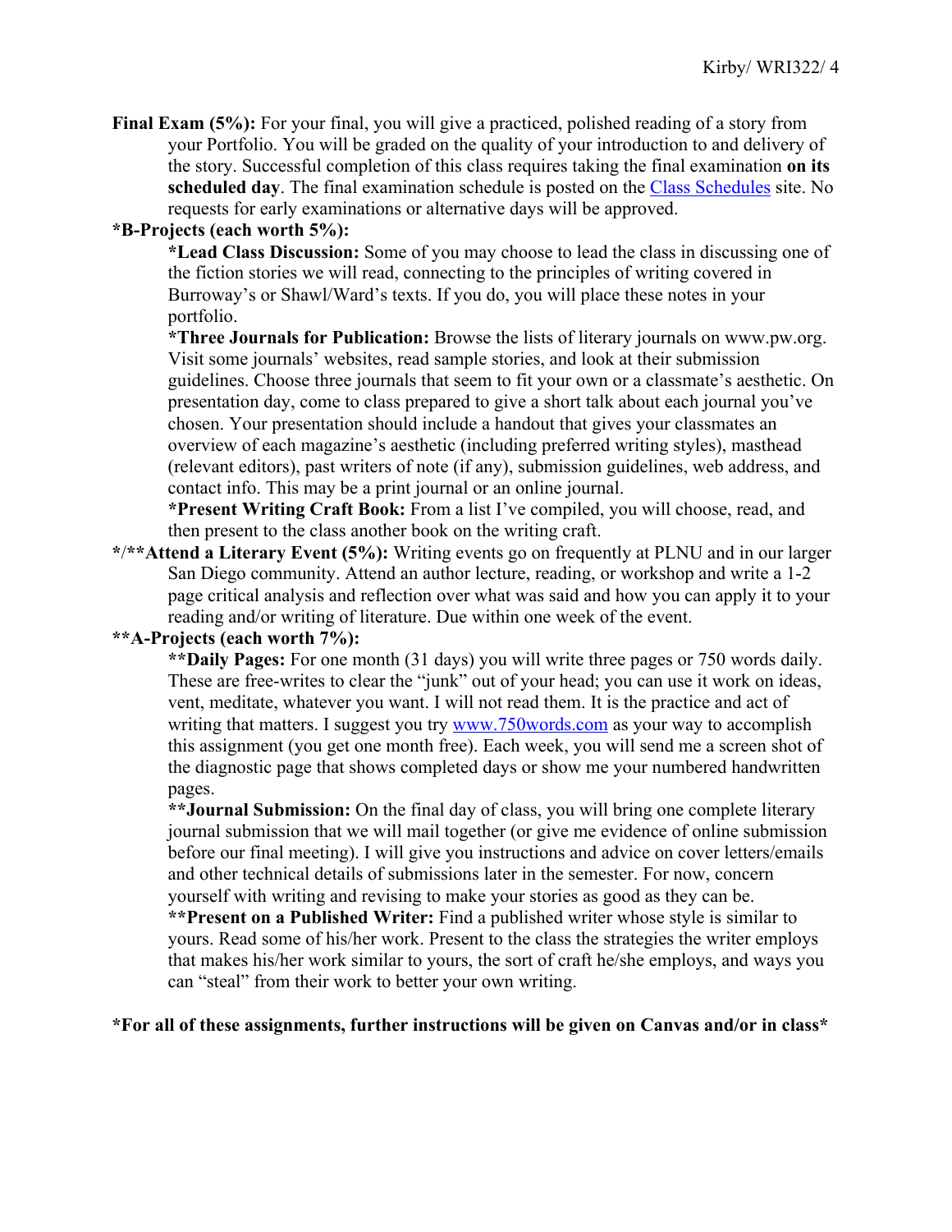**Final Exam (5%):** For your final, you will give a practiced, polished reading of a story from your Portfolio. You will be graded on the quality of your introduction to and delivery of the story. Successful completion of this class requires taking the final examination **on its scheduled day**. The final examination schedule is posted on the [Class Schedules]() site. No requests for early examinations or alternative days will be approved.

**\*B-Projects (each worth 5%):**

**\*Lead Class Discussion:** Some of you may choose to lead the class in discussing one of the fiction stories we will read, connecting to the principles of writing covered in Burroway's or Shawl/Ward's texts. If you do, you will place these notes in your portfolio.

**\*Three Journals for Publication:** Browse the lists of literary journals on www.pw.org. Visit some journals' websites, read sample stories, and look at their submission guidelines. Choose three journals that seem to fit your own or a classmate's aesthetic. On presentation day, come to class prepared to give a short talk about each journal you've chosen. Your presentation should include a handout that gives your classmates an overview of each magazine's aesthetic (including preferred writing styles), masthead (relevant editors), past writers of note (if any), submission guidelines, web address, and contact info. This may be a print journal or an online journal.

**\*Present Writing Craft Book:** From a list I've compiled, you will choose, read, and then present to the class another book on the writing craft.

**\*/\*\*Attend a Literary Event (5%):** Writing events go on frequently at PLNU and in our larger San Diego community. Attend an author lecture, reading, or workshop and write a 1-2 page critical analysis and reflection over what was said and how you can apply it to your reading and/or writing of literature. Due within one week of the event.

**\*\*A-Projects (each worth 7%):**

**\*\*Daily Pages:** For one month (31 days) you will write three pages or 750 words daily. These are free-writes to clear the "junk" out of your head; you can use it work on ideas, vent, meditate, whatever you want. I will not read them. It is the practice and act of writing that matters. I suggest you try [www.750words.com]() as your way to accomplish this assignment (you get one month free). Each week, you will send me a screen shot of the diagnostic page that shows completed days or show me your numbered handwritten pages.

**\*\*Journal Submission:** On the final day of class, you will bring one complete literary journal submission that we will mail together (or give me evidence of online submission before our final meeting). I will give you instructions and advice on cover letters/emails and other technical details of submissions later in the semester. For now, concern yourself with writing and revising to make your stories as good as they can be.

**\*\*Present on a Published Writer:** Find a published writer whose style is similar to yours. Read some of his/her work. Present to the class the strategies the writer employs that makes his/her work similar to yours, the sort of craft he/she employs, and ways you can "steal" from their work to better your own writing.

**\*For all of these assignments, further instructions will be given on Canvas and/or in class\***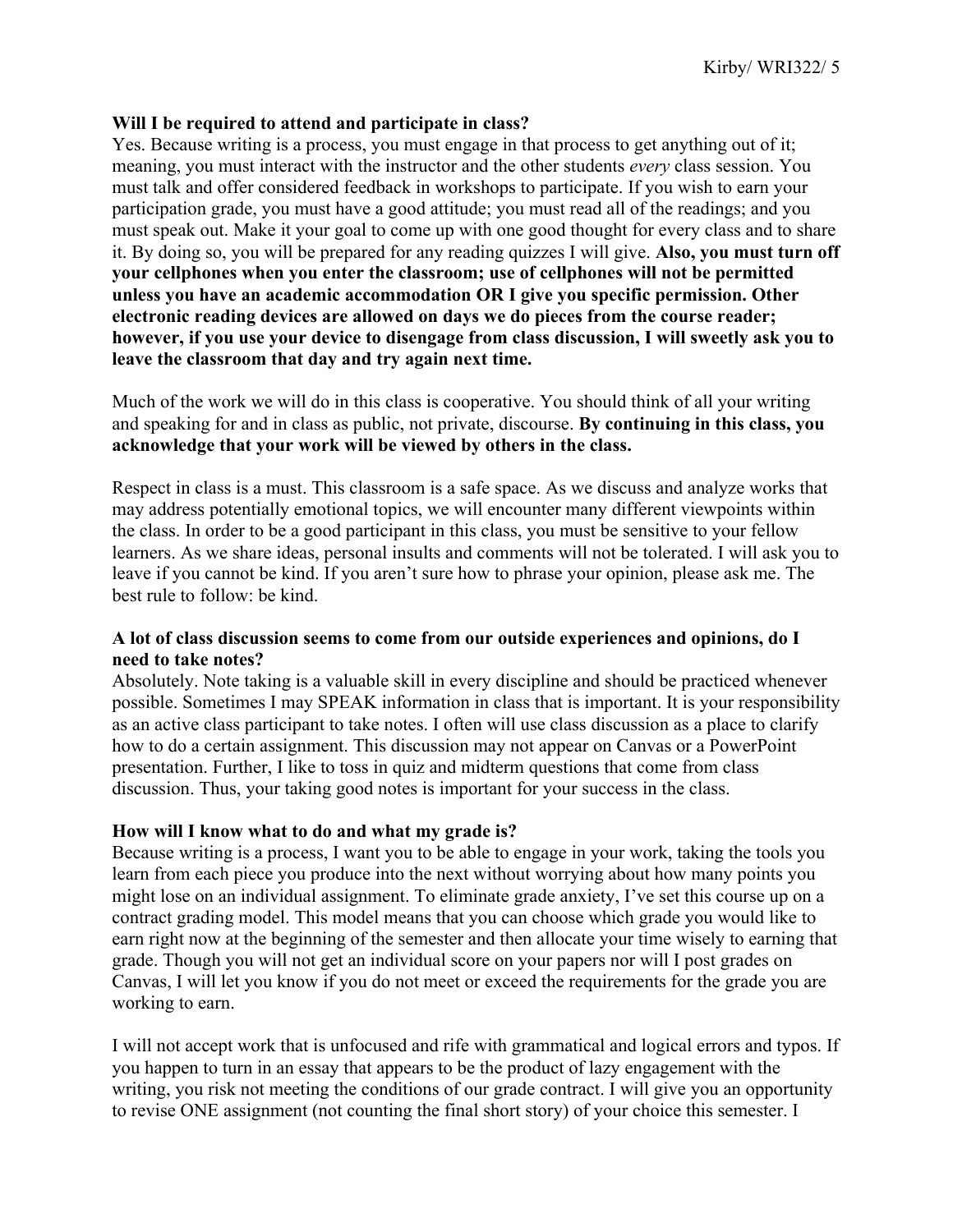**Will I be required to attend and participate in class?**

Yes. Because writing is a process, you must engage in that process to get anything out of it; meaning, you must interact with the instructor and the other students *every* class session. You must talk and offer considered feedback in workshops to participate. If you wish to earn your participation grade, you must have a good attitude; you must read all of the readings; and you must speak out. Make it your goal to come up with one good thought for every class and to share it. By doing so, you will be prepared for any reading quizzes I will give. **Also, you must turn off your cellphones when you enter the classroom; use of cellphones will not be permitted unless you have an academic accommodation OR I give you specific permission. Other electronic reading devices are allowed on days we do pieces from the course reader; however, if you use your device to disengage from class discussion, I will sweetly ask you to leave the classroom that day and try again next time.**

Much of the work we will do in this class is cooperative. You should think of all your writing and speaking for and in class as public, not private, discourse. **By continuing in this class, you acknowledge that your work will be viewed by others in the class.**

Respect in class is a must. This classroom is a safe space. As we discuss and analyze works that may address potentially emotional topics, we will encounter many different viewpoints within the class. In order to be a good participant in this class, you must be sensitive to your fellow learners. As we share ideas, personal insults and comments will not be tolerated. I will ask you to leave if you cannot be kind. If you aren't sure how to phrase your opinion, please ask me. The best rule to follow: be kind.

**A lot of class discussion seems to come from our outside experiences and opinions, do I need to take notes?**

Absolutely. Note taking is a valuable skill in every discipline and should be practiced whenever possible. Sometimes I may SPEAK information in class that is important. It is your responsibility as an active class participant to take notes. I often will use class discussion as a place to clarify how to do a certain assignment. This discussion may not appear on Canvas or a PowerPoint presentation. Further, I like to toss in quiz and midterm questions that come from class discussion. Thus, your taking good notes is important for your success in the class.

**How will I know what to do and what my grade is?**

Because writing is a process, I want you to be able to engage in your work, taking the tools you learn from each piece you produce into the next without worrying about how many points you might lose on an individual assignment. To eliminate grade anxiety, I've set this course up on a contract grading model. This model means that you can choose which grade you would like to earn right now at the beginning of the semester and then allocate your time wisely to earning that grade. Though you will not get an individual score on your papers nor will I post grades on Canvas, I will let you know if you do not meet or exceed the requirements for the grade you are working to earn.

I will not accept work that is unfocused and rife with grammatical and logical errors and typos. If you happen to turn in an essay that appears to be the product of lazy engagement with the writing, you risk not meeting the conditions of our grade contract. I will give you an opportunity to revise ONE assignment (not counting the final short story) of your choice this semester. I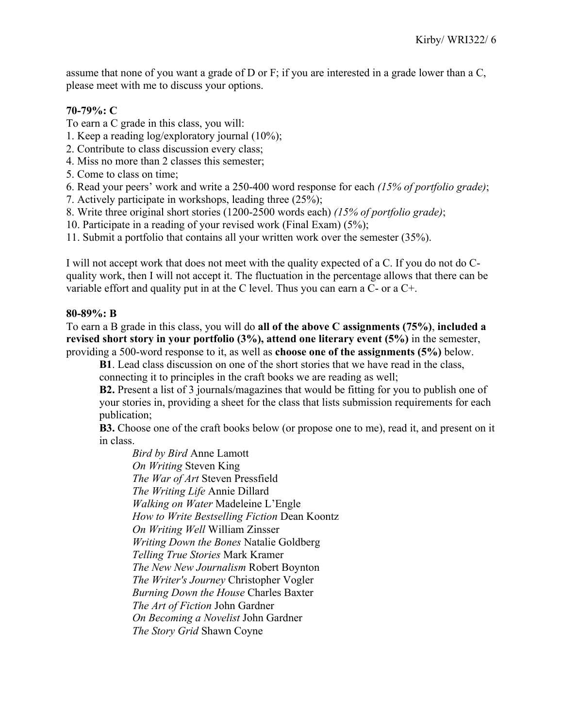assume that none of you want a grade of D or F; if you are interested in a grade lower than a C, please meet with me to discuss your options.

**70-79%: C**

To earn a C grade in this class, you will:

1. Keep a reading log/exploratory journal (10%);
2. Contribute to class discussion every class;
4. Miss no more than 2 classes this semester;
5. Come to class on time;
6. Read your peers' work and write a 250-400 word response for each *(15% of portfolio grade)*;
7. Actively participate in workshops, leading three (25%);
8. Write three original short stories (1200-2500 words each) *(15% of portfolio grade)*;
10. Participate in a reading of your revised work (Final Exam) (5%);
11. Submit a portfolio that contains all your written work over the semester (35%).

I will not accept work that does not meet with the quality expected of a C. If you do not do C-quality work, then I will not accept it. The fluctuation in the percentage allows that there can be variable effort and quality put in at the C level. Thus you can earn a C- or a C+.

**80-89%: B**

To earn a B grade in this class, you will do **all of the above C assignments (75%)**, **included a revised short story in your portfolio (3%), attend one literary event (5%)** in the semester, providing a 500-word response to it, as well as **choose one of the assignments (5%)** below.

**B1**. Lead class discussion on one of the short stories that we have read in the class, connecting it to principles in the craft books we are reading as well;

**B2.** Present a list of 3 journals/magazines that would be fitting for you to publish one of your stories in, providing a sheet for the class that lists submission requirements for each publication;

**B3.** Choose one of the craft books below (or propose one to me), read it, and present on it in class.

*Bird by Bird* Anne Lamott
*On Writing* Steven King
*The War of Art* Steven Pressfield
*The Writing Life* Annie Dillard
*Walking on Water* Madeleine L'Engle
*How to Write Bestselling Fiction* Dean Koontz
*On Writing Well* William Zinsser
*Writing Down the Bones* Natalie Goldberg
*Telling True Stories* Mark Kramer
*The New New Journalism* Robert Boynton
*The Writer's Journey* Christopher Vogler
*Burning Down the House* Charles Baxter
*The Art of Fiction* John Gardner
*On Becoming a Novelist* John Gardner
*The Story Grid* Shawn Coyne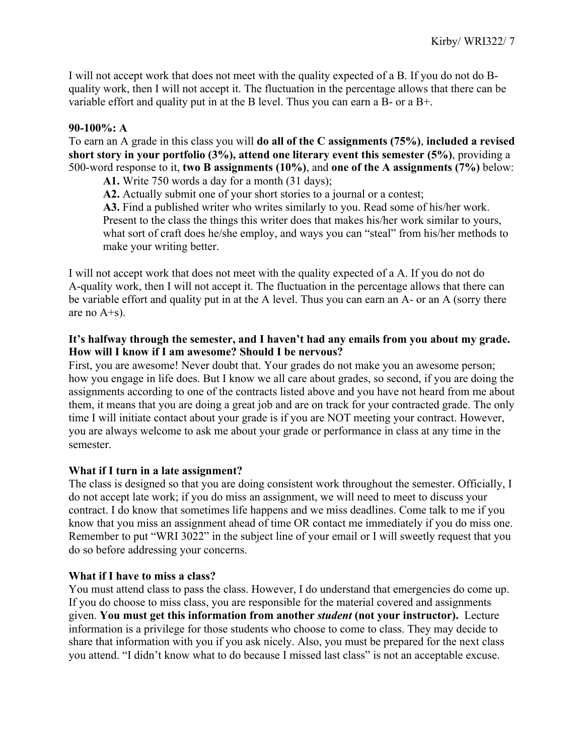I will not accept work that does not meet with the quality expected of a B. If you do not do B-quality work, then I will not accept it. The fluctuation in the percentage allows that there can be variable effort and quality put in at the B level. Thus you can earn a B- or a B+.

**90-100%: A**

To earn an A grade in this class you will **do all of the C assignments (75%)**, **included a revised short story in your portfolio (3%), attend one literary event this semester (5%)**, providing a 500-word response to it, **two B assignments (10%)**, and **one of the A assignments (7%)** below:

**A1.** Write 750 words a day for a month (31 days);

**A2.** Actually submit one of your short stories to a journal or a contest;

**A3.** Find a published writer who writes similarly to you. Read some of his/her work. Present to the class the things this writer does that makes his/her work similar to yours, what sort of craft does he/she employ, and ways you can "steal" from his/her methods to make your writing better.

I will not accept work that does not meet with the quality expected of a A. If you do not do A-quality work, then I will not accept it. The fluctuation in the percentage allows that there can be variable effort and quality put in at the A level. Thus you can earn an A- or an A (sorry there are no A+s).

**It's halfway through the semester, and I haven't had any emails from you about my grade. How will I know if I am awesome? Should I be nervous?**

First, you are awesome! Never doubt that. Your grades do not make you an awesome person; how you engage in life does. But I know we all care about grades, so second, if you are doing the assignments according to one of the contracts listed above and you have not heard from me about them, it means that you are doing a great job and are on track for your contracted grade. The only time I will initiate contact about your grade is if you are NOT meeting your contract. However, you are always welcome to ask me about your grade or performance in class at any time in the semester.

**What if I turn in a late assignment?**

The class is designed so that you are doing consistent work throughout the semester. Officially, I do not accept late work; if you do miss an assignment, we will need to meet to discuss your contract. I do know that sometimes life happens and we miss deadlines. Come talk to me if you know that you miss an assignment ahead of time OR contact me immediately if you do miss one. Remember to put "WRI 3022" in the subject line of your email or I will sweetly request that you do so before addressing your concerns.

**What if I have to miss a class?**

You must attend class to pass the class. However, I do understand that emergencies do come up. If you do choose to miss class, you are responsible for the material covered and assignments given. **You must get this information from another *student* (not your instructor).** Lecture information is a privilege for those students who choose to come to class. They may decide to share that information with you if you ask nicely. Also, you must be prepared for the next class you attend. "I didn't know what to do because I missed last class" is not an acceptable excuse.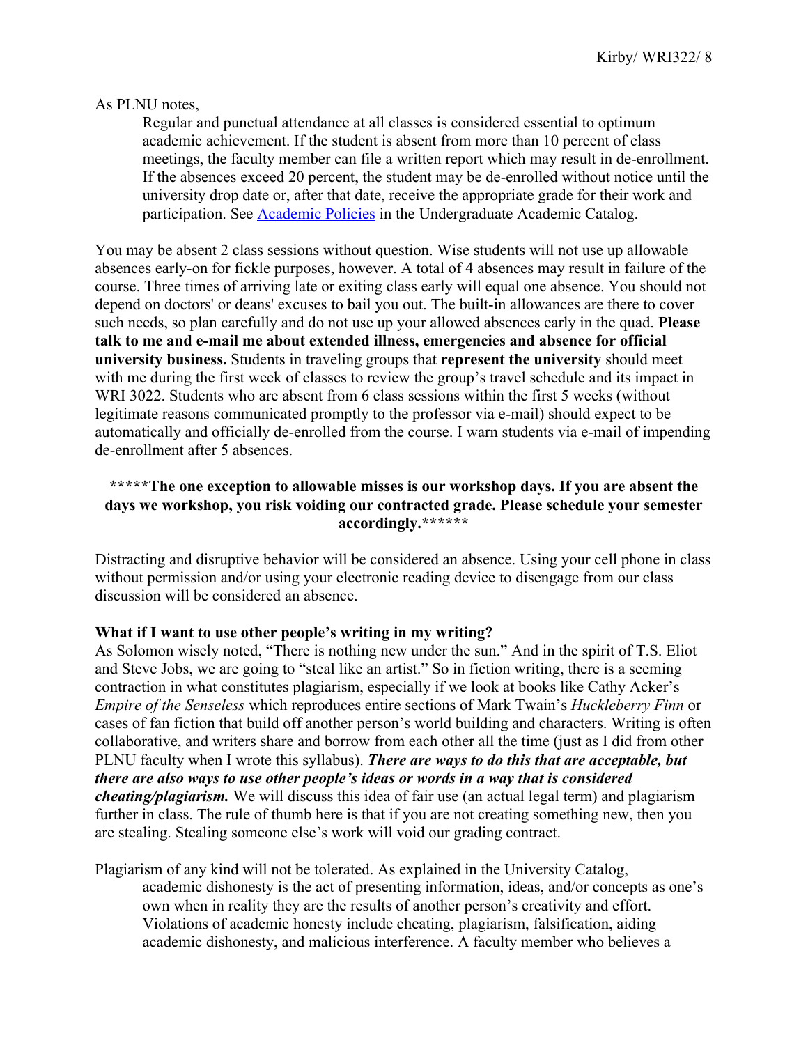As PLNU notes,

> Regular and punctual attendance at all classes is considered essential to optimum academic achievement. If the student is absent from more than 10 percent of class meetings, the faculty member can file a written report which may result in de-enrollment. If the absences exceed 20 percent, the student may be de-enrolled without notice until the university drop date or, after that date, receive the appropriate grade for their work and participation. See [Academic Policies](#) in the Undergraduate Academic Catalog.

You may be absent 2 class sessions without question. Wise students will not use up allowable absences early-on for fickle purposes, however. A total of 4 absences may result in failure of the course. Three times of arriving late or exiting class early will equal one absence. You should not depend on doctors' or deans' excuses to bail you out. The built-in allowances are there to cover such needs, so plan carefully and do not use up your allowed absences early in the quad. **Please talk to me and e-mail me about extended illness, emergencies and absence for official university business.** Students in traveling groups that **represent the university** should meet with me during the first week of classes to review the group's travel schedule and its impact in WRI 3022. Students who are absent from 6 class sessions within the first 5 weeks (without legitimate reasons communicated promptly to the professor via e-mail) should expect to be automatically and officially de-enrolled from the course. I warn students via e-mail of impending de-enrollment after 5 absences.

**\*\*\*\*\*The one exception to allowable misses is our workshop days. If you are absent the days we workshop, you risk voiding our contracted grade. Please schedule your semester accordingly.\*\*\*\*\*\***

Distracting and disruptive behavior will be considered an absence. Using your cell phone in class without permission and/or using your electronic reading device to disengage from our class discussion will be considered an absence.

**What if I want to use other people's writing in my writing?**

As Solomon wisely noted, "There is nothing new under the sun." And in the spirit of T.S. Eliot and Steve Jobs, we are going to "steal like an artist." So in fiction writing, there is a seeming contraction in what constitutes plagiarism, especially if we look at books like Cathy Acker's *Empire of the Senseless* which reproduces entire sections of Mark Twain's *Huckleberry Finn* or cases of fan fiction that build off another person's world building and characters. Writing is often collaborative, and writers share and borrow from each other all the time (just as I did from other PLNU faculty when I wrote this syllabus). ***There are ways to do this that are acceptable, but there are also ways to use other people's ideas or words in a way that is considered cheating/plagiarism.*** We will discuss this idea of fair use (an actual legal term) and plagiarism further in class. The rule of thumb here is that if you are not creating something new, then you are stealing. Stealing someone else's work will void our grading contract.

Plagiarism of any kind will not be tolerated. As explained in the University Catalog,

> academic dishonesty is the act of presenting information, ideas, and/or concepts as one's own when in reality they are the results of another person's creativity and effort. Violations of academic honesty include cheating, plagiarism, falsification, aiding academic dishonesty, and malicious interference. A faculty member who believes a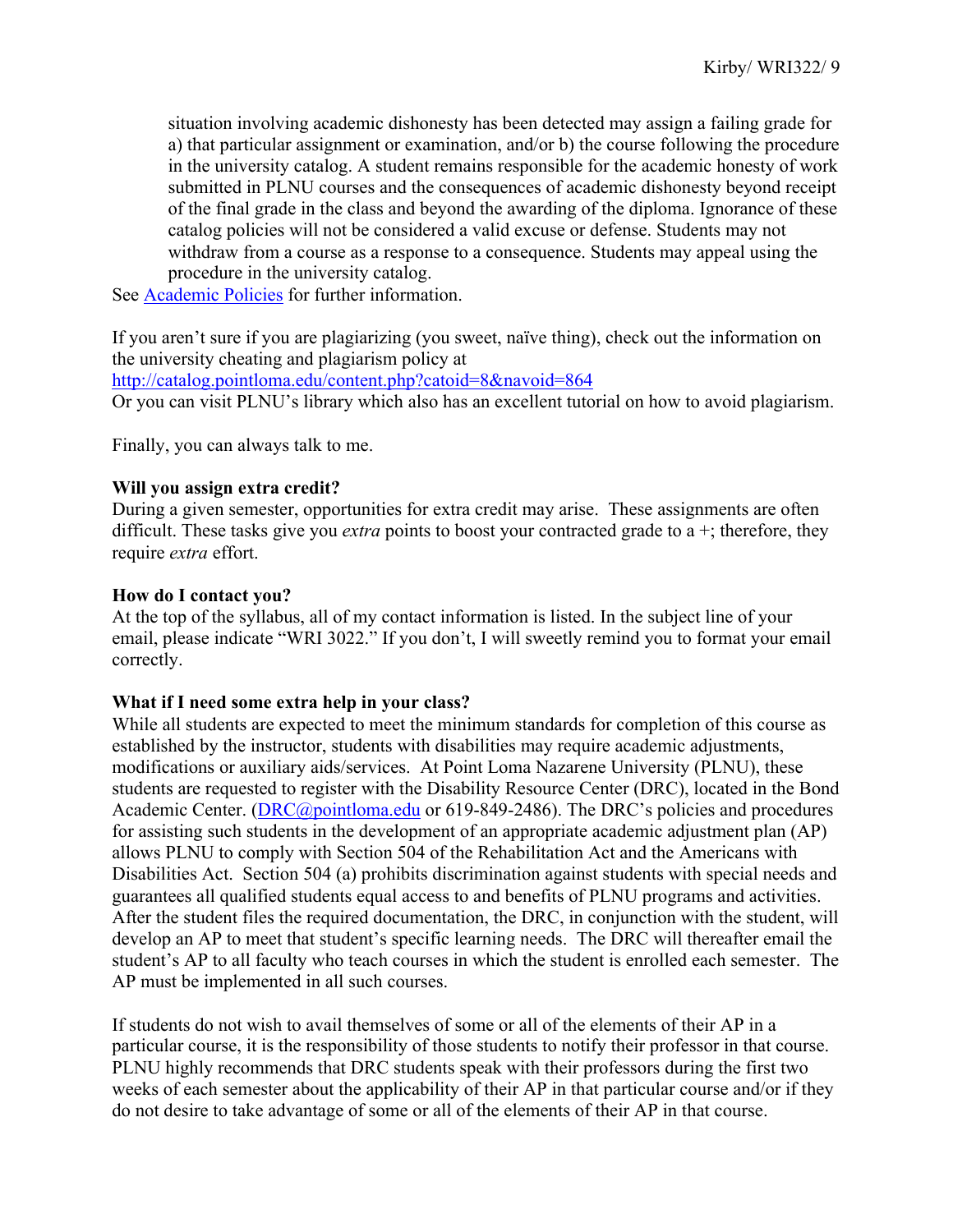situation involving academic dishonesty has been detected may assign a failing grade for a) that particular assignment or examination, and/or b) the course following the procedure in the university catalog. A student remains responsible for the academic honesty of work submitted in PLNU courses and the consequences of academic dishonesty beyond receipt of the final grade in the class and beyond the awarding of the diploma. Ignorance of these catalog policies will not be considered a valid excuse or defense. Students may not withdraw from a course as a response to a consequence. Students may appeal using the procedure in the university catalog.

See Academic Policies for further information.

If you aren't sure if you are plagiarizing (you sweet, naïve thing), check out the information on the university cheating and plagiarism policy at
http://catalog.pointloma.edu/content.php?catoid=8&navoid=864
Or you can visit PLNU's library which also has an excellent tutorial on how to avoid plagiarism.

Finally, you can always talk to me.

**Will you assign extra credit?**
During a given semester, opportunities for extra credit may arise. These assignments are often difficult. These tasks give you *extra* points to boost your contracted grade to a +; therefore, they require *extra* effort.

**How do I contact you?**
At the top of the syllabus, all of my contact information is listed. In the subject line of your email, please indicate "WRI 3022." If you don't, I will sweetly remind you to format your email correctly.

**What if I need some extra help in your class?**
While all students are expected to meet the minimum standards for completion of this course as established by the instructor, students with disabilities may require academic adjustments, modifications or auxiliary aids/services. At Point Loma Nazarene University (PLNU), these students are requested to register with the Disability Resource Center (DRC), located in the Bond Academic Center. (DRC@pointloma.edu or 619-849-2486). The DRC's policies and procedures for assisting such students in the development of an appropriate academic adjustment plan (AP) allows PLNU to comply with Section 504 of the Rehabilitation Act and the Americans with Disabilities Act. Section 504 (a) prohibits discrimination against students with special needs and guarantees all qualified students equal access to and benefits of PLNU programs and activities. After the student files the required documentation, the DRC, in conjunction with the student, will develop an AP to meet that student's specific learning needs. The DRC will thereafter email the student's AP to all faculty who teach courses in which the student is enrolled each semester. The AP must be implemented in all such courses.

If students do not wish to avail themselves of some or all of the elements of their AP in a particular course, it is the responsibility of those students to notify their professor in that course. PLNU highly recommends that DRC students speak with their professors during the first two weeks of each semester about the applicability of their AP in that particular course and/or if they do not desire to take advantage of some or all of the elements of their AP in that course.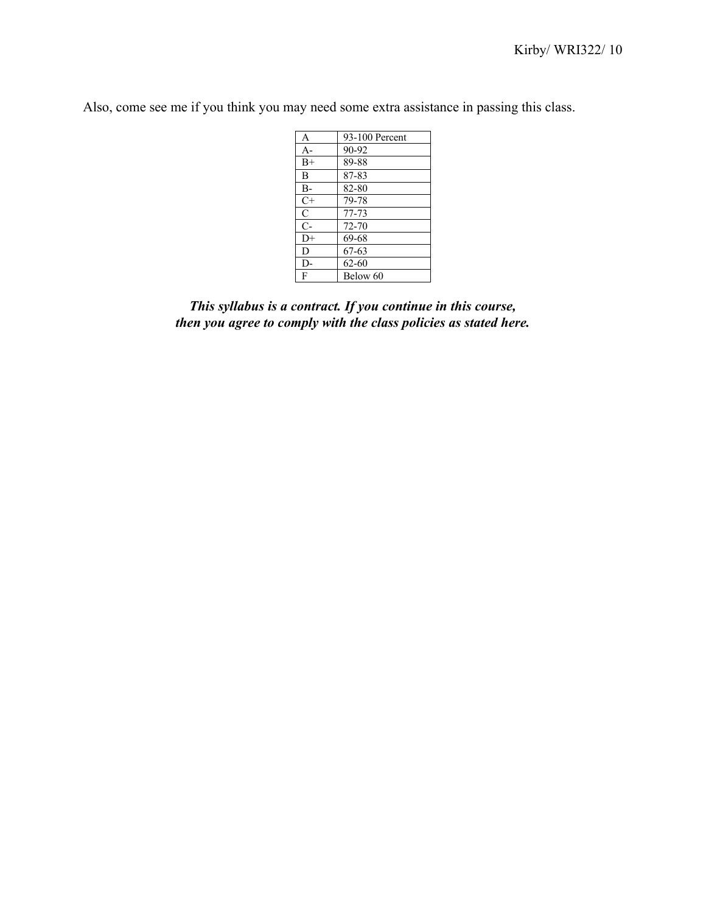Also, come see me if you think you may need some extra assistance in passing this class.

| A | 93-100 Percent |
| --- | --- |
| A- | 90-92 |
| B+ | 89-88 |
| B | 87-83 |
| B- | 82-80 |
| C+ | 79-78 |
| C | 77-73 |
| C- | 72-70 |
| D+ | 69-68 |
| D | 67-63 |
| D- | 62-60 |
| F | Below 60 |

***This syllabus is a contract. If you continue in this course, then you agree to comply with the class policies as stated here.***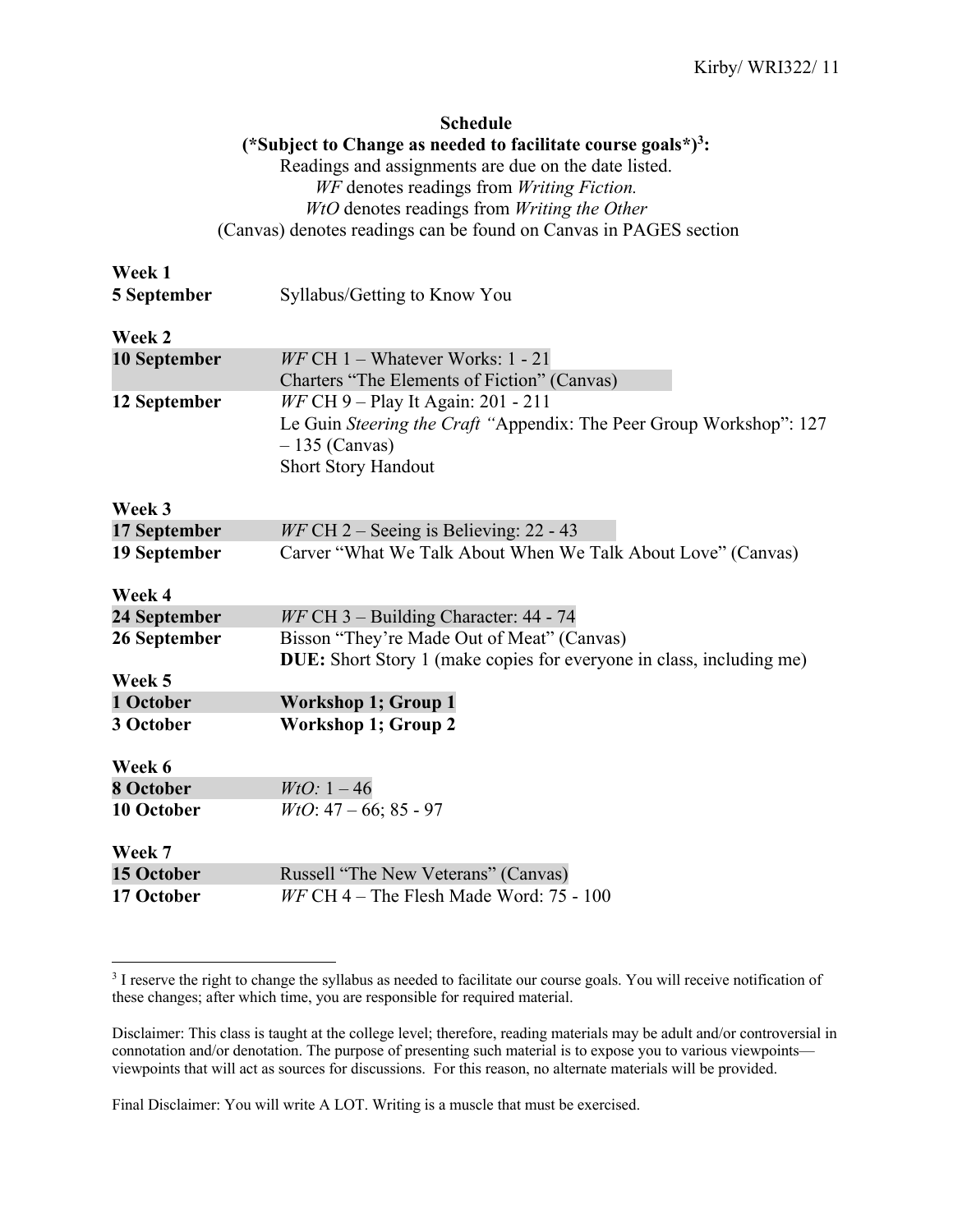**Schedule**

**(\*Subject to Change as needed to facilitate course goals\*)[3]:**

Readings and assignments are due on the date listed.
*WF* denotes readings from *Writing Fiction.*
*WtO* denotes readings from *Writing the Other*
(Canvas) denotes readings can be found on Canvas in PAGES section

| | |
|---|---|
| **Week 1** | |
| **5 September** | Syllabus/Getting to Know You |
| **Week 2** | |
| **10 September** | *WF* CH 1 – Whatever Works: 1 - 21<br>Charters "The Elements of Fiction" (Canvas) |
| **12 September** | *WF* CH 9 – Play It Again: 201 - 211<br>Le Guin *Steering the Craft "*Appendix: The Peer Group Workshop": 127 – 135 (Canvas)<br>Short Story Handout |
| **Week 3** | |
| **17 September** | *WF* CH 2 – Seeing is Believing: 22 - 43 |
| **19 September** | Carver "What We Talk About When We Talk About Love" (Canvas) |
| **Week 4** | |
| **24 September** | *WF* CH 3 – Building Character: 44 - 74 |
| **26 September** | Bisson "They're Made Out of Meat" (Canvas)<br>**DUE:** Short Story 1 (make copies for everyone in class, including me) |
| **Week 5** | |
| **1 October** | **Workshop 1; Group 1** |
| **3 October** | **Workshop 1; Group 2** |
| **Week 6** | |
| **8 October** | *WtO:* 1 – 46 |
| **10 October** | *WtO*: 47 – 66; 85 - 97 |
| **Week 7** | |
| **15 October** | Russell "The New Veterans" (Canvas) |
| **17 October** | *WF* CH 4 – The Flesh Made Word: 75 - 100 |

---

[3] I reserve the right to change the syllabus as needed to facilitate our course goals. You will receive notification of these changes; after which time, you are responsible for required material.

Disclaimer: This class is taught at the college level; therefore, reading materials may be adult and/or controversial in connotation and/or denotation. The purpose of presenting such material is to expose you to various viewpoints—viewpoints that will act as sources for discussions. For this reason, no alternate materials will be provided.

Final Disclaimer: You will write A LOT. Writing is a muscle that must be exercised.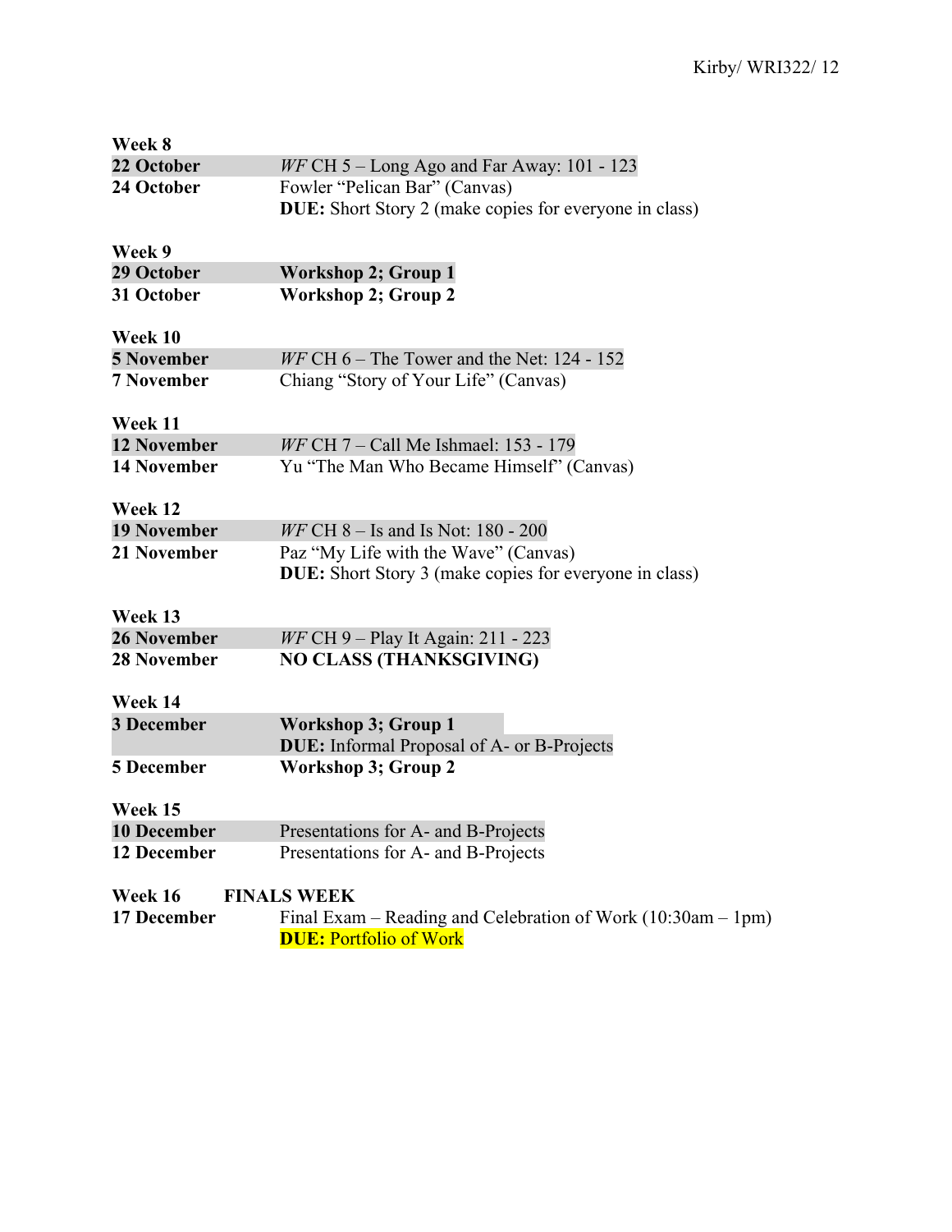**Week 8**

| | |
|---|---|
| **22 October** | *WF* CH 5 – Long Ago and Far Away: 101 - 123 |
| **24 October** | Fowler "Pelican Bar" (Canvas)<br>**DUE:** Short Story 2 (make copies for everyone in class) |

**Week 9**

| | |
|---|---|
| **29 October** | **Workshop 2; Group 1** |
| **31 October** | **Workshop 2; Group 2** |

**Week 10**

| | |
|---|---|
| **5 November** | *WF* CH 6 – The Tower and the Net: 124 - 152 |
| **7 November** | Chiang "Story of Your Life" (Canvas) |

**Week 11**

| | |
|---|---|
| **12 November** | *WF* CH 7 – Call Me Ishmael: 153 - 179 |
| **14 November** | Yu "The Man Who Became Himself" (Canvas) |

**Week 12**

| | |
|---|---|
| **19 November** | *WF* CH 8 – Is and Is Not: 180 - 200 |
| **21 November** | Paz "My Life with the Wave" (Canvas)<br>**DUE:** Short Story 3 (make copies for everyone in class) |

**Week 13**

| | |
|---|---|
| **26 November** | *WF* CH 9 – Play It Again: 211 - 223 |
| **28 November** | **NO CLASS (THANKSGIVING)** |

**Week 14**

| | |
|---|---|
| **3 December** | **Workshop 3; Group 1**<br>**DUE:** Informal Proposal of A- or B-Projects |
| **5 December** | **Workshop 3; Group 2** |

**Week 15**

| | |
|---|---|
| **10 December** | Presentations for A- and B-Projects |
| **12 December** | Presentations for A- and B-Projects |

**Week 16 FINALS WEEK**

| | |
|---|---|
| **17 December** | Final Exam – Reading and Celebration of Work (10:30am – 1pm)<br>**DUE:** Portfolio of Work |